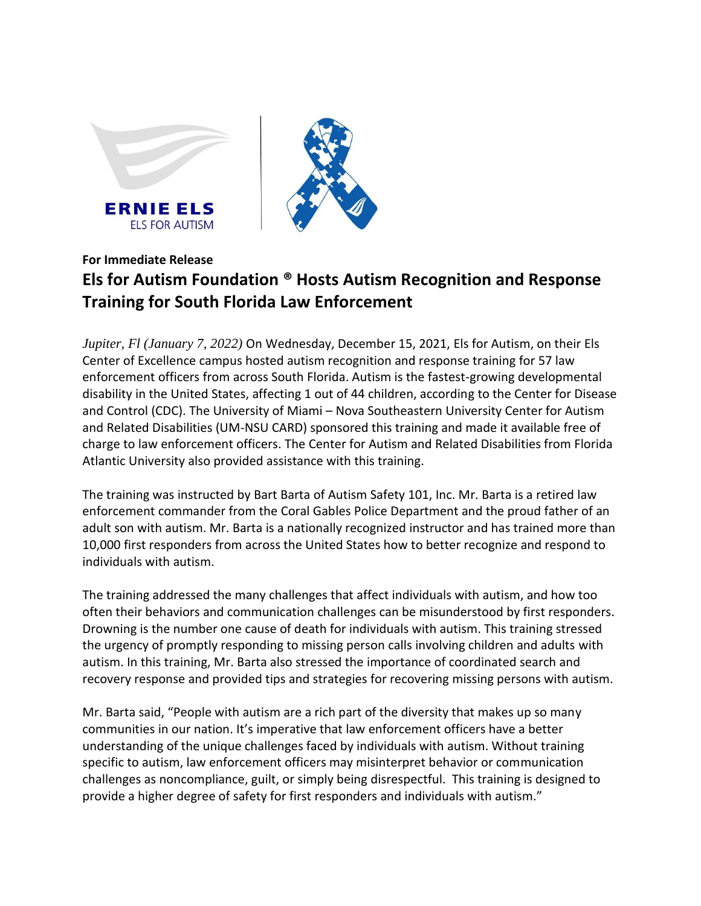ERNIE ELS
ELS FOR AUTISM

**For Immediate Release**

# Els for Autism Foundation ® Hosts Autism Recognition and Response Training for South Florida Law Enforcement

*Jupiter, Fl (January 7, 2022)* On Wednesday, December 15, 2021, Els for Autism, on their Els Center of Excellence campus hosted autism recognition and response training for 57 law enforcement officers from across South Florida. Autism is the fastest-growing developmental disability in the United States, affecting 1 out of 44 children, according to the Center for Disease and Control (CDC). The University of Miami – Nova Southeastern University Center for Autism and Related Disabilities (UM-NSU CARD) sponsored this training and made it available free of charge to law enforcement officers. The Center for Autism and Related Disabilities from Florida Atlantic University also provided assistance with this training.

The training was instructed by Bart Barta of Autism Safety 101, Inc. Mr. Barta is a retired law enforcement commander from the Coral Gables Police Department and the proud father of an adult son with autism. Mr. Barta is a nationally recognized instructor and has trained more than 10,000 first responders from across the United States how to better recognize and respond to individuals with autism.

The training addressed the many challenges that affect individuals with autism, and how too often their behaviors and communication challenges can be misunderstood by first responders. Drowning is the number one cause of death for individuals with autism. This training stressed the urgency of promptly responding to missing person calls involving children and adults with autism. In this training, Mr. Barta also stressed the importance of coordinated search and recovery response and provided tips and strategies for recovering missing persons with autism.

Mr. Barta said, "People with autism are a rich part of the diversity that makes up so many communities in our nation. It's imperative that law enforcement officers have a better understanding of the unique challenges faced by individuals with autism. Without training specific to autism, law enforcement officers may misinterpret behavior or communication challenges as noncompliance, guilt, or simply being disrespectful. This training is designed to provide a higher degree of safety for first responders and individuals with autism."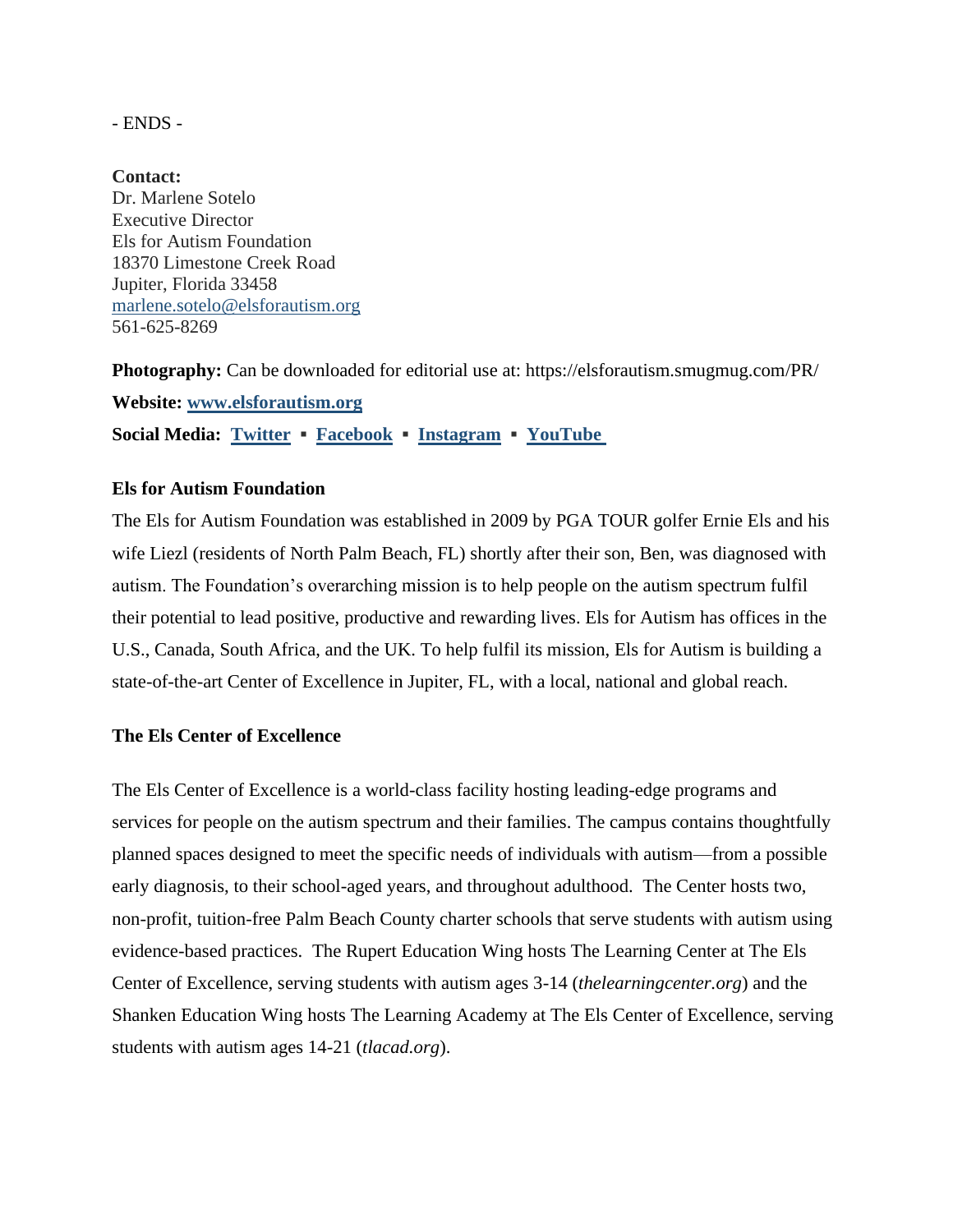- ENDS -

**Contact:**
Dr. Marlene Sotelo
Executive Director
Els for Autism Foundation
18370 Limestone Creek Road
Jupiter, Florida 33458
marlene.sotelo@elsforautism.org
561-625-8269

**Photography:** Can be downloaded for editorial use at: https://elsforautism.smugmug.com/PR/

**Website:** **www.elsforautism.org**

**Social Media:** **Twitter** ▪ **Facebook** ▪ **Instagram** ▪ **YouTube**

**Els for Autism Foundation**

The Els for Autism Foundation was established in 2009 by PGA TOUR golfer Ernie Els and his wife Liezl (residents of North Palm Beach, FL) shortly after their son, Ben, was diagnosed with autism. The Foundation's overarching mission is to help people on the autism spectrum fulfil their potential to lead positive, productive and rewarding lives. Els for Autism has offices in the U.S., Canada, South Africa, and the UK. To help fulfil its mission, Els for Autism is building a state-of-the-art Center of Excellence in Jupiter, FL, with a local, national and global reach.

**The Els Center of Excellence**

The Els Center of Excellence is a world-class facility hosting leading-edge programs and services for people on the autism spectrum and their families. The campus contains thoughtfully planned spaces designed to meet the specific needs of individuals with autism—from a possible early diagnosis, to their school-aged years, and throughout adulthood. The Center hosts two, non-profit, tuition-free Palm Beach County charter schools that serve students with autism using evidence-based practices. The Rupert Education Wing hosts The Learning Center at The Els Center of Excellence, serving students with autism ages 3-14 (*thelearningcenter.org*) and the Shanken Education Wing hosts The Learning Academy at The Els Center of Excellence, serving students with autism ages 14-21 (*tlacad.org*).